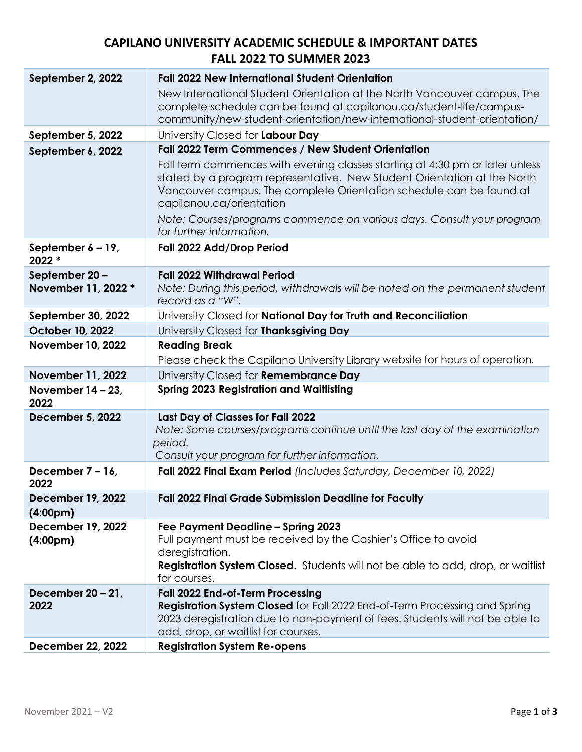# CAPILANO UNIVERSITY ACADEMIC SCHEDULE & IMPORTANT DATES
## FALL 2022 TO SUMMER 2023

| Date | Event |
|---|---|
| **September 2, 2022** | **Fall 2022 New International Student Orientation**<br>New International Student Orientation at the North Vancouver campus. The complete schedule can be found at capilanou.ca/student-life/campus-community/new-student-orientation/new-international-student-orientation/ |
| **September 5, 2022** | University Closed for **Labour Day** |
| **September 6, 2022** | **Fall 2022 Term Commences / New Student Orientation**<br>Fall term commences with evening classes starting at 4:30 pm or later unless stated by a program representative. New Student Orientation at the North Vancouver campus. The complete Orientation schedule can be found at capilanou.ca/orientation<br>*Note: Courses/programs commence on various days. Consult your program for further information.* |
| **September 6 – 19, 2022 *** | **Fall 2022 Add/Drop Period** |
| **September 20 – November 11, 2022 *** | **Fall 2022 Withdrawal Period**<br>*Note: During this period, withdrawals will be noted on the permanent student record as a "W".* |
| **September 30, 2022** | University Closed for **National Day for Truth and Reconciliation** |
| **October 10, 2022** | University Closed for **Thanksgiving Day** |
| **November 10, 2022** | **Reading Break**<br>Please check the Capilano University Library website for hours of operation. |
| **November 11, 2022** | University Closed for **Remembrance Day** |
| **November 14 – 23, 2022** | **Spring 2023 Registration and Waitlisting** |
| **December 5, 2022** | **Last Day of Classes for Fall 2022**<br>*Note: Some courses/programs continue until the last day of the examination period.*<br>*Consult your program for further information.* |
| **December 7 – 16, 2022** | **Fall 2022 Final Exam Period** *(Includes Saturday, December 10, 2022)* |
| **December 19, 2022 (4:00pm)** | **Fall 2022 Final Grade Submission Deadline for Faculty** |
| **December 19, 2022 (4:00pm)** | **Fee Payment Deadline – Spring 2023**<br>Full payment must be received by the Cashier's Office to avoid deregistration.<br>**Registration System Closed.** Students will not be able to add, drop, or waitlist for courses. |
| **December 20 – 21, 2022** | **Fall 2022 End-of-Term Processing**<br>**Registration System Closed** for Fall 2022 End-of-Term Processing and Spring 2023 deregistration due to non-payment of fees. Students will not be able to add, drop, or waitlist for courses. |
| **December 22, 2022** | **Registration System Re-opens** |

November 2021 – V2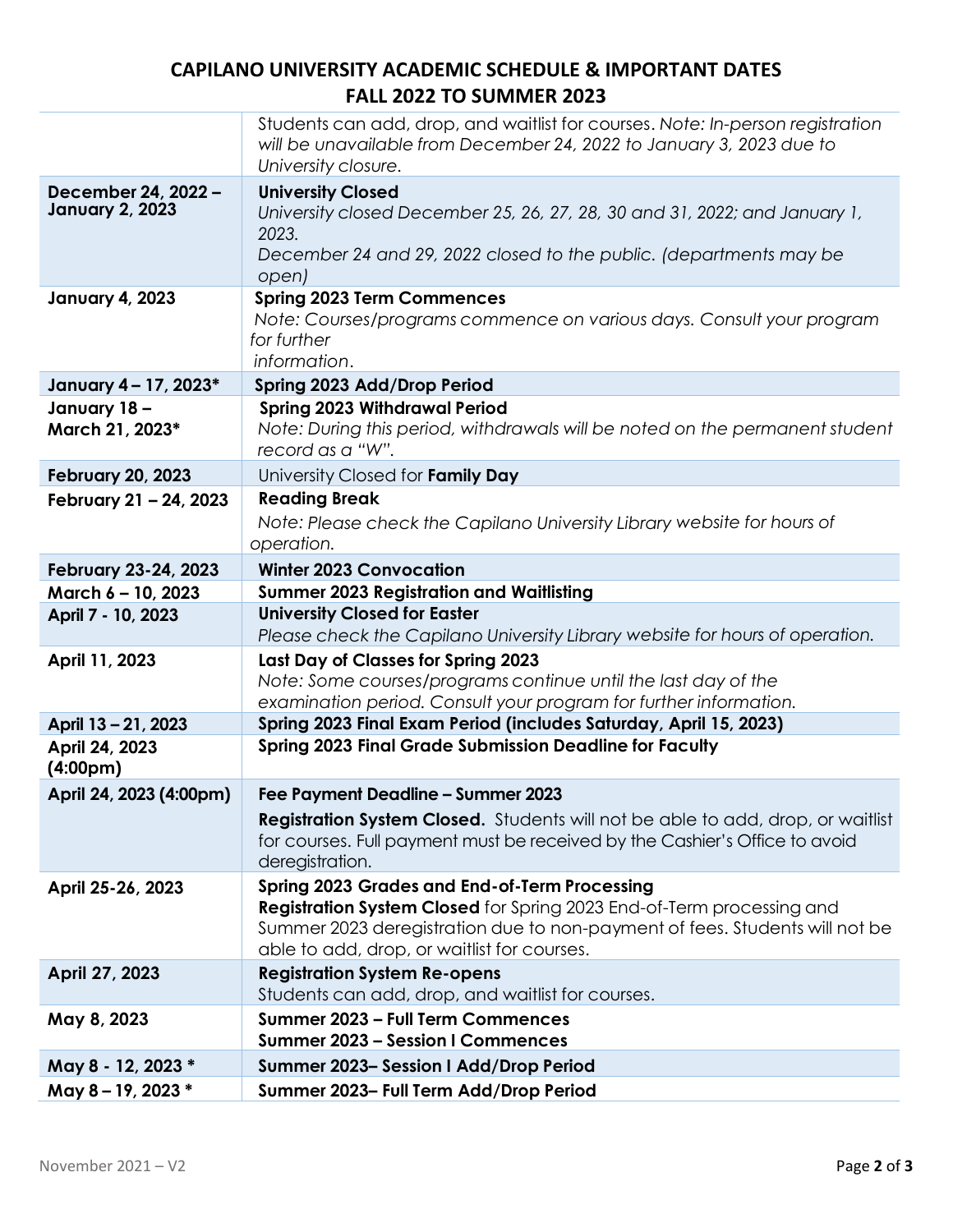# CAPILANO UNIVERSITY ACADEMIC SCHEDULE & IMPORTANT DATES
## FALL 2022 TO SUMMER 2023

| | |
|---|---|
| | Students can add, drop, and waitlist for courses. *Note: In-person registration will be unavailable from December 24, 2022 to January 3, 2023 due to University closure.* |
| **December 24, 2022 – January 2, 2023** | **University Closed**<br>*University closed December 25, 26, 27, 28, 30 and 31, 2022; and January 1, 2023.*<br>*December 24 and 29, 2022 closed to the public. (departments may be open)* |
| **January 4, 2023** | **Spring 2023 Term Commences**<br>*Note: Courses/programs commence on various days. Consult your program for further information.* |
| **January 4 – 17, 2023*** | **Spring 2023 Add/Drop Period** |
| **January 18 – March 21, 2023*** | **Spring 2023 Withdrawal Period**<br>*Note: During this period, withdrawals will be noted on the permanent student record as a "W".* |
| **February 20, 2023** | University Closed for **Family Day** |
| **February 21 – 24, 2023** | **Reading Break**<br>*Note: Please check the Capilano University Library website for hours of operation.* |
| **February 23-24, 2023** | **Winter 2023 Convocation** |
| **March 6 – 10, 2023** | **Summer 2023 Registration and Waitlisting** |
| **April 7 - 10, 2023** | **University Closed for Easter**<br>*Please check the Capilano University Library website for hours of operation.* |
| **April 11, 2023** | **Last Day of Classes for Spring 2023**<br>*Note: Some courses/programs continue until the last day of the examination period. Consult your program for further information.* |
| **April 13 – 21, 2023** | **Spring 2023 Final Exam Period (includes Saturday, April 15, 2023)** |
| **April 24, 2023 (4:00pm)** | **Spring 2023 Final Grade Submission Deadline for Faculty** |
| **April 24, 2023 (4:00pm)** | **Fee Payment Deadline – Summer 2023**<br>**Registration System Closed.** Students will not be able to add, drop, or waitlist for courses. Full payment must be received by the Cashier's Office to avoid deregistration. |
| **April 25-26, 2023** | **Spring 2023 Grades and End-of-Term Processing**<br>**Registration System Closed** for Spring 2023 End-of-Term processing and Summer 2023 deregistration due to non-payment of fees. Students will not be able to add, drop, or waitlist for courses. |
| **April 27, 2023** | **Registration System Re-opens**<br>Students can add, drop, and waitlist for courses. |
| **May 8, 2023** | **Summer 2023 – Full Term Commences**<br>**Summer 2023 – Session I Commences** |
| **May 8 - 12, 2023 *** | **Summer 2023– Session I Add/Drop Period** |
| **May 8 – 19, 2023 *** | **Summer 2023– Full Term Add/Drop Period** |

November 2021 – V2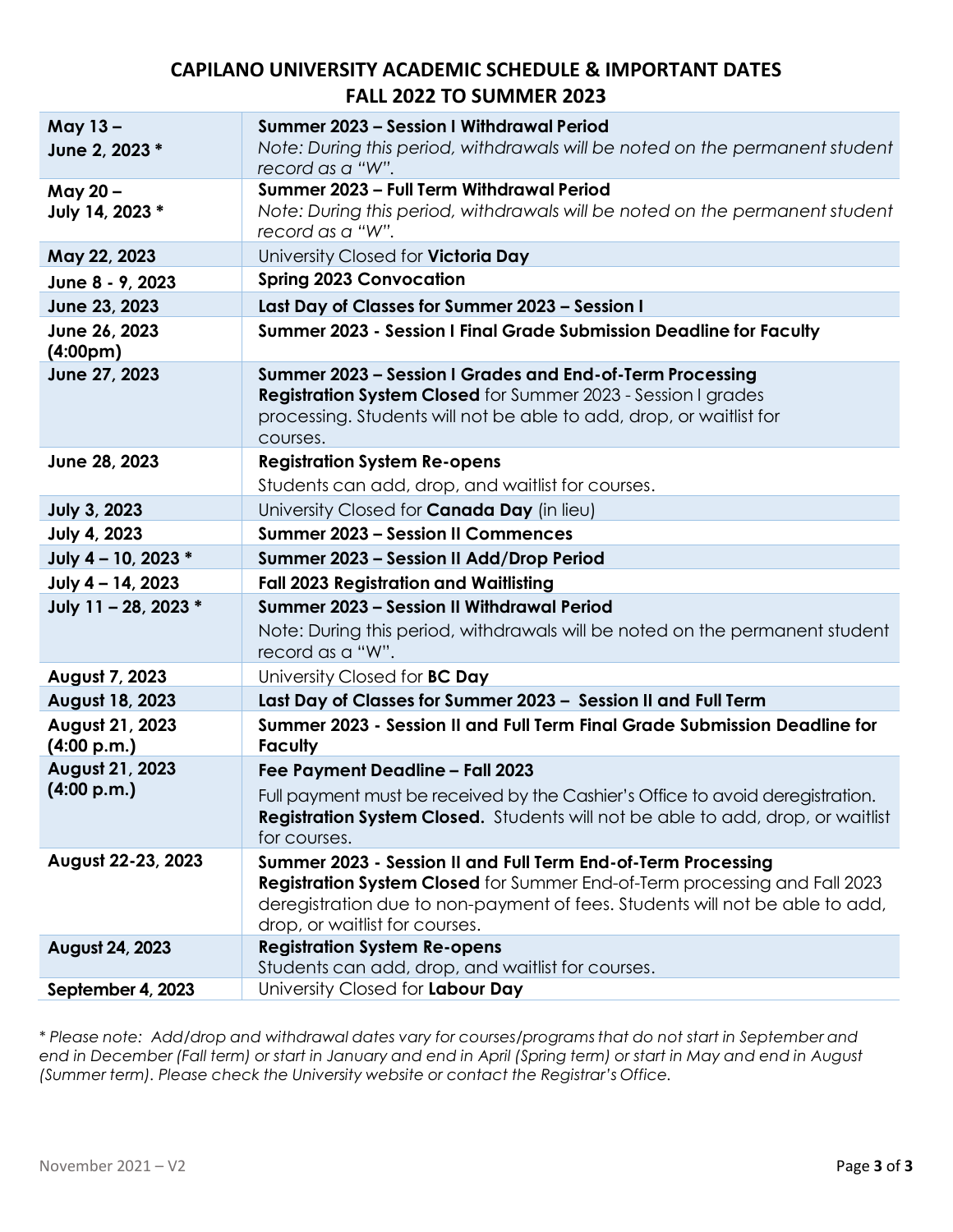# CAPILANO UNIVERSITY ACADEMIC SCHEDULE & IMPORTANT DATES
# FALL 2022 TO SUMMER 2023

| | |
|---|---|
| **May 13 – June 2, 2023 *** | **Summer 2023 – Session I Withdrawal Period** *Note: During this period, withdrawals will be noted on the permanent student record as a "W".* |
| **May 20 – July 14, 2023 *** | **Summer 2023 – Full Term Withdrawal Period** *Note: During this period, withdrawals will be noted on the permanent student record as a "W".* |
| **May 22, 2023** | University Closed for **Victoria Day** |
| **June 8 - 9, 2023** | **Spring 2023 Convocation** |
| **June 23, 2023** | **Last Day of Classes for Summer 2023 – Session I** |
| **June 26, 2023 (4:00pm)** | **Summer 2023 - Session I Final Grade Submission Deadline for Faculty** |
| **June 27, 2023** | **Summer 2023 – Session I Grades and End-of-Term Processing** **Registration System Closed** for Summer 2023 - Session I grades processing. Students will not be able to add, drop, or waitlist for courses. |
| **June 28, 2023** | **Registration System Re-opens** Students can add, drop, and waitlist for courses. |
| **July 3, 2023** | University Closed for **Canada Day** (in lieu) |
| **July 4, 2023** | **Summer 2023 – Session II Commences** |
| **July 4 – 10, 2023 *** | **Summer 2023 – Session II Add/Drop Period** |
| **July 4 – 14, 2023** | **Fall 2023 Registration and Waitlisting** |
| **July 11 – 28, 2023 *** | **Summer 2023 – Session II Withdrawal Period** Note: During this period, withdrawals will be noted on the permanent student record as a "W". |
| **August 7, 2023** | University Closed for **BC Day** |
| **August 18, 2023** | **Last Day of Classes for Summer 2023 – Session II and Full Term** |
| **August 21, 2023 (4:00 p.m.)** | **Summer 2023 - Session II and Full Term Final Grade Submission Deadline for Faculty** |
| **August 21, 2023 (4:00 p.m.)** | **Fee Payment Deadline – Fall 2023** Full payment must be received by the Cashier's Office to avoid deregistration. **Registration System Closed.** Students will not be able to add, drop, or waitlist for courses. |
| **August 22-23, 2023** | **Summer 2023 - Session II and Full Term End-of-Term Processing** **Registration System Closed** for Summer End-of-Term processing and Fall 2023 deregistration due to non-payment of fees. Students will not be able to add, drop, or waitlist for courses. |
| **August 24, 2023** | **Registration System Re-opens** Students can add, drop, and waitlist for courses. |
| **September 4, 2023** | University Closed for **Labour Day** |

*\* Please note: Add/drop and withdrawal dates vary for courses/programs that do not start in September and end in December (Fall term) or start in January and end in April (Spring term) or start in May and end in August (Summer term). Please check the University website or contact the Registrar's Office.*

November 2021 – V2